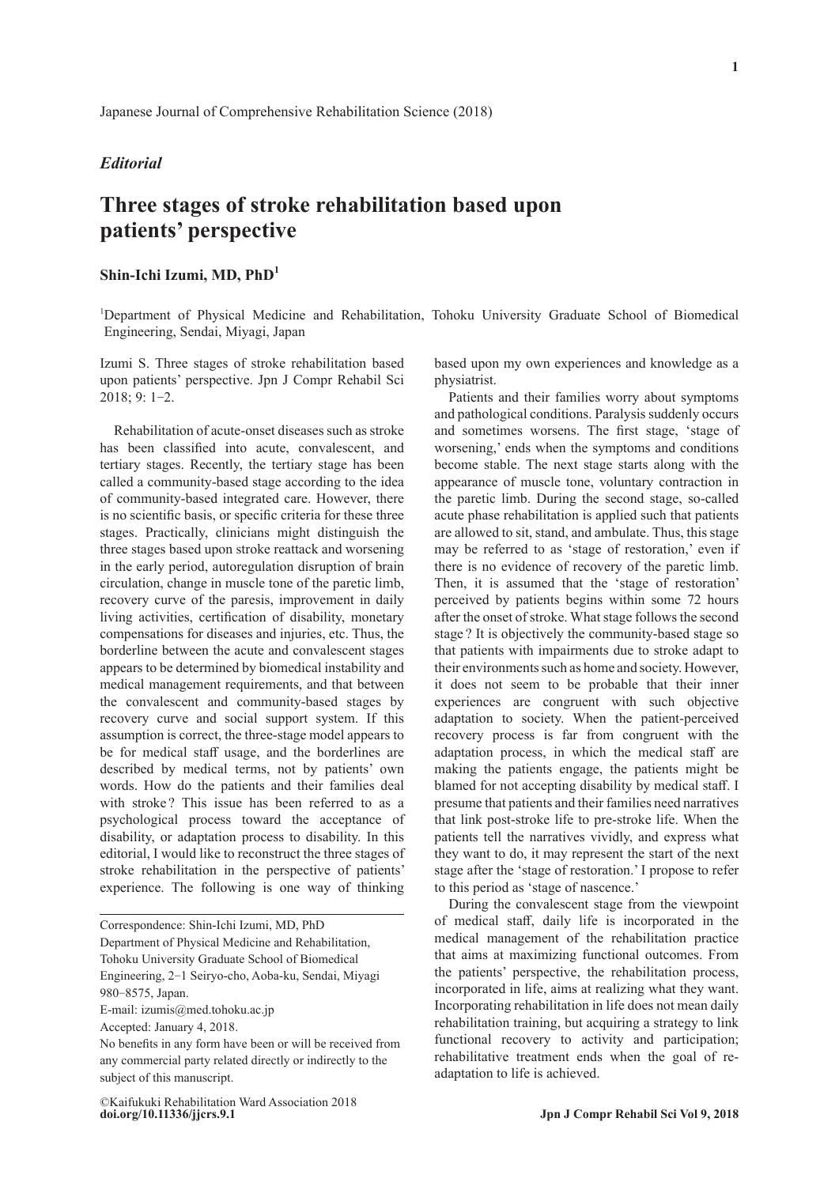Japanese Journal of Comprehensive Rehabilitation Science (2018)

*Editorial*

# Three stages of stroke rehabilitation based upon patients' perspective

**Shin-Ichi Izumi, MD, PhD[1]**

[1]Department of Physical Medicine and Rehabilitation, Tohoku University Graduate School of Biomedical Engineering, Sendai, Miyagi, Japan

Izumi S. Three stages of stroke rehabilitation based upon patients' perspective. Jpn J Compr Rehabil Sci 2018; 9: 1-2.

Rehabilitation of acute-onset diseases such as stroke has been classified into acute, convalescent, and tertiary stages. Recently, the tertiary stage has been called a community-based stage according to the idea of community-based integrated care. However, there is no scientific basis, or specific criteria for these three stages. Practically, clinicians might distinguish the three stages based upon stroke reattack and worsening in the early period, autoregulation disruption of brain circulation, change in muscle tone of the paretic limb, recovery curve of the paresis, improvement in daily living activities, certification of disability, monetary compensations for diseases and injuries, etc. Thus, the borderline between the acute and convalescent stages appears to be determined by biomedical instability and medical management requirements, and that between the convalescent and community-based stages by recovery curve and social support system. If this assumption is correct, the three-stage model appears to be for medical staff usage, and the borderlines are described by medical terms, not by patients' own words. How do the patients and their families deal with stroke? This issue has been referred to as a psychological process toward the acceptance of disability, or adaptation process to disability. In this editorial, I would like to reconstruct the three stages of stroke rehabilitation in the perspective of patients' experience. The following is one way of thinking based upon my own experiences and knowledge as a physiatrist.

Patients and their families worry about symptoms and pathological conditions. Paralysis suddenly occurs and sometimes worsens. The first stage, 'stage of worsening,' ends when the symptoms and conditions become stable. The next stage starts along with the appearance of muscle tone, voluntary contraction in the paretic limb. During the second stage, so-called acute phase rehabilitation is applied such that patients are allowed to sit, stand, and ambulate. Thus, this stage may be referred to as 'stage of restoration,' even if there is no evidence of recovery of the paretic limb. Then, it is assumed that the 'stage of restoration' perceived by patients begins within some 72 hours after the onset of stroke. What stage follows the second stage? It is objectively the community-based stage so that patients with impairments due to stroke adapt to their environments such as home and society. However, it does not seem to be probable that their inner experiences are congruent with such objective adaptation to society. When the patient-perceived recovery process is far from congruent with the adaptation process, in which the medical staff are making the patients engage, the patients might be blamed for not accepting disability by medical staff. I presume that patients and their families need narratives that link post-stroke life to pre-stroke life. When the patients tell the narratives vividly, and express what they want to do, it may represent the start of the next stage after the 'stage of restoration.' I propose to refer to this period as 'stage of nascence.'

During the convalescent stage from the viewpoint of medical staff, daily life is incorporated in the medical management of the rehabilitation practice that aims at maximizing functional outcomes. From the patients' perspective, the rehabilitation process, incorporated in life, aims at realizing what they want. Incorporating rehabilitation in life does not mean daily rehabilitation training, but acquiring a strategy to link functional recovery to activity and participation; rehabilitative treatment ends when the goal of re-adaptation to life is achieved.

---

Correspondence: Shin-Ichi Izumi, MD, PhD
Department of Physical Medicine and Rehabilitation, Tohoku University Graduate School of Biomedical Engineering, 2-1 Seiryo-cho, Aoba-ku, Sendai, Miyagi 980-8575, Japan.
E-mail: izumis@med.tohoku.ac.jp
Accepted: January 4, 2018.
No benefits in any form have been or will be received from any commercial party related directly or indirectly to the subject of this manuscript.

©Kaifukuki Rehabilitation Ward Association 2018
**doi.org/10.11336/jjcrs.9.1**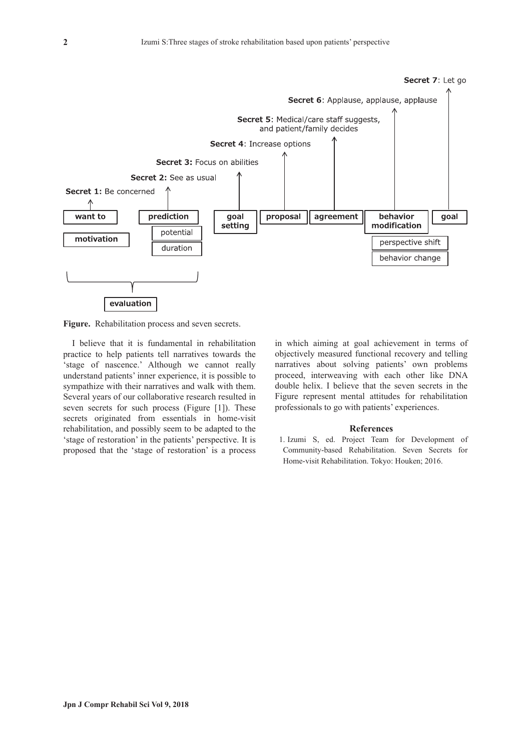Secret 7: Let go

Secret 6: Applause, applause, applause

Secret 5: Medical/care staff suggests, and patient/family decides

Secret 4: Increase options

Secret 3: Focus on abilities

Secret 2: See as usual

Secret 1: Be concerned

want to

motivation

prediction

potential

duration

evaluation

goal setting

proposal

agreement

behavior modification

perspective shift

behavior change

goal

**Figure.** Rehabilitation process and seven secrets.

I believe that it is fundamental in rehabilitation practice to help patients tell narratives towards the 'stage of nascence.' Although we cannot really understand patients' inner experience, it is possible to sympathize with their narratives and walk with them. Several years of our collaborative research resulted in seven secrets for such process (Figure [1]). These secrets originated from essentials in home-visit rehabilitation, and possibly seem to be adapted to the 'stage of restoration' in the patients' perspective. It is proposed that the 'stage of restoration' is a process in which aiming at goal achievement in terms of objectively measured functional recovery and telling narratives about solving patients' own problems proceed, interweaving with each other like DNA double helix. I believe that the seven secrets in the Figure represent mental attitudes for rehabilitation professionals to go with patients' experiences.

## References

1. Izumi S, ed. Project Team for Development of Community-based Rehabilitation. Seven Secrets for Home-visit Rehabilitation. Tokyo: Houken; 2016.